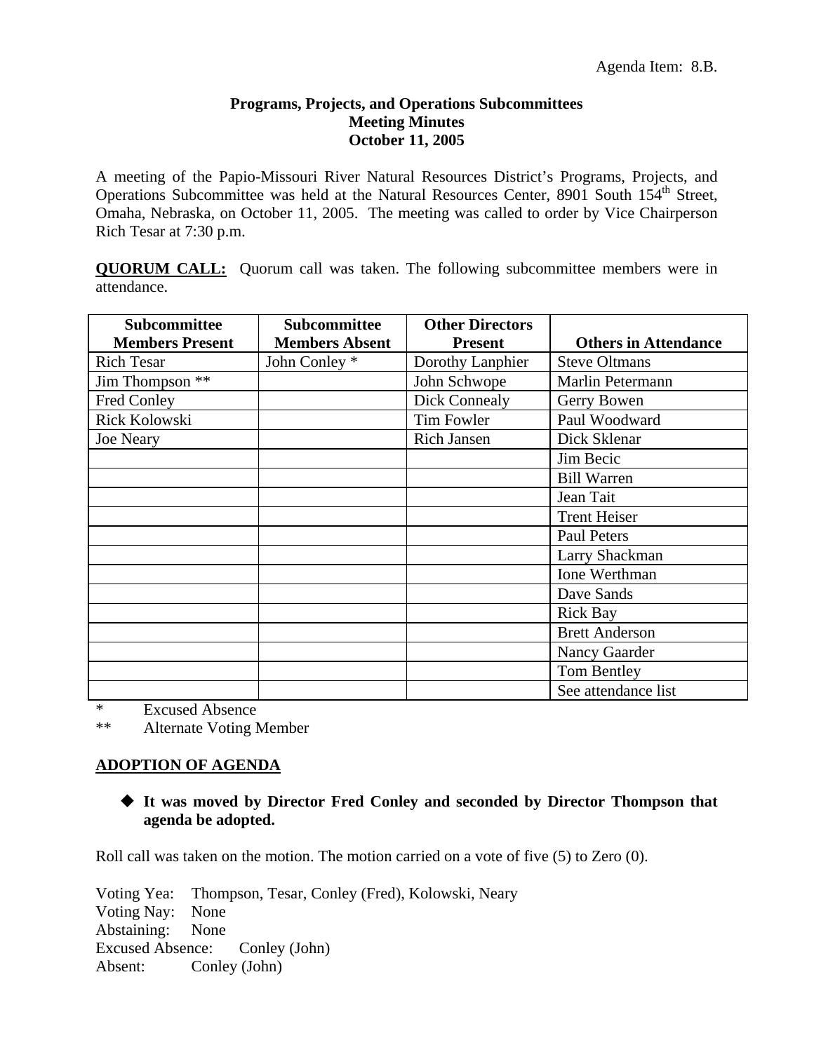Agenda Item: 8.B.

**Programs, Projects, and Operations Subcommittees**
**Meeting Minutes**
**October 11, 2005**

A meeting of the Papio-Missouri River Natural Resources District's Programs, Projects, and Operations Subcommittee was held at the Natural Resources Center, 8901 South 154th Street, Omaha, Nebraska, on October 11, 2005. The meeting was called to order by Vice Chairperson Rich Tesar at 7:30 p.m.

**QUORUM CALL:** Quorum call was taken. The following subcommittee members were in attendance.

| Subcommittee Members Present | Subcommittee Members Absent | Other Directors Present | Others in Attendance |
|---|---|---|---|
| Rich Tesar | John Conley * | Dorothy Lanphier | Steve Oltmans |
| Jim Thompson ** | | John Schwope | Marlin Petermann |
| Fred Conley | | Dick Connealy | Gerry Bowen |
| Rick Kolowski | | Tim Fowler | Paul Woodward |
| Joe Neary | | Rich Jansen | Dick Sklenar |
| | | | Jim Becic |
| | | | Bill Warren |
| | | | Jean Tait |
| | | | Trent Heiser |
| | | | Paul Peters |
| | | | Larry Shackman |
| | | | Ione Werthman |
| | | | Dave Sands |
| | | | Rick Bay |
| | | | Brett Anderson |
| | | | Nancy Gaarder |
| | | | Tom Bentley |
| | | | See attendance list |

\* Excused Absence
\*\* Alternate Voting Member

**ADOPTION OF AGENDA**

- **It was moved by Director Fred Conley and seconded by Director Thompson that agenda be adopted.**

Roll call was taken on the motion. The motion carried on a vote of five (5) to Zero (0).

Voting Yea: Thompson, Tesar, Conley (Fred), Kolowski, Neary
Voting Nay: None
Abstaining: None
Excused Absence: Conley (John)
Absent: Conley (John)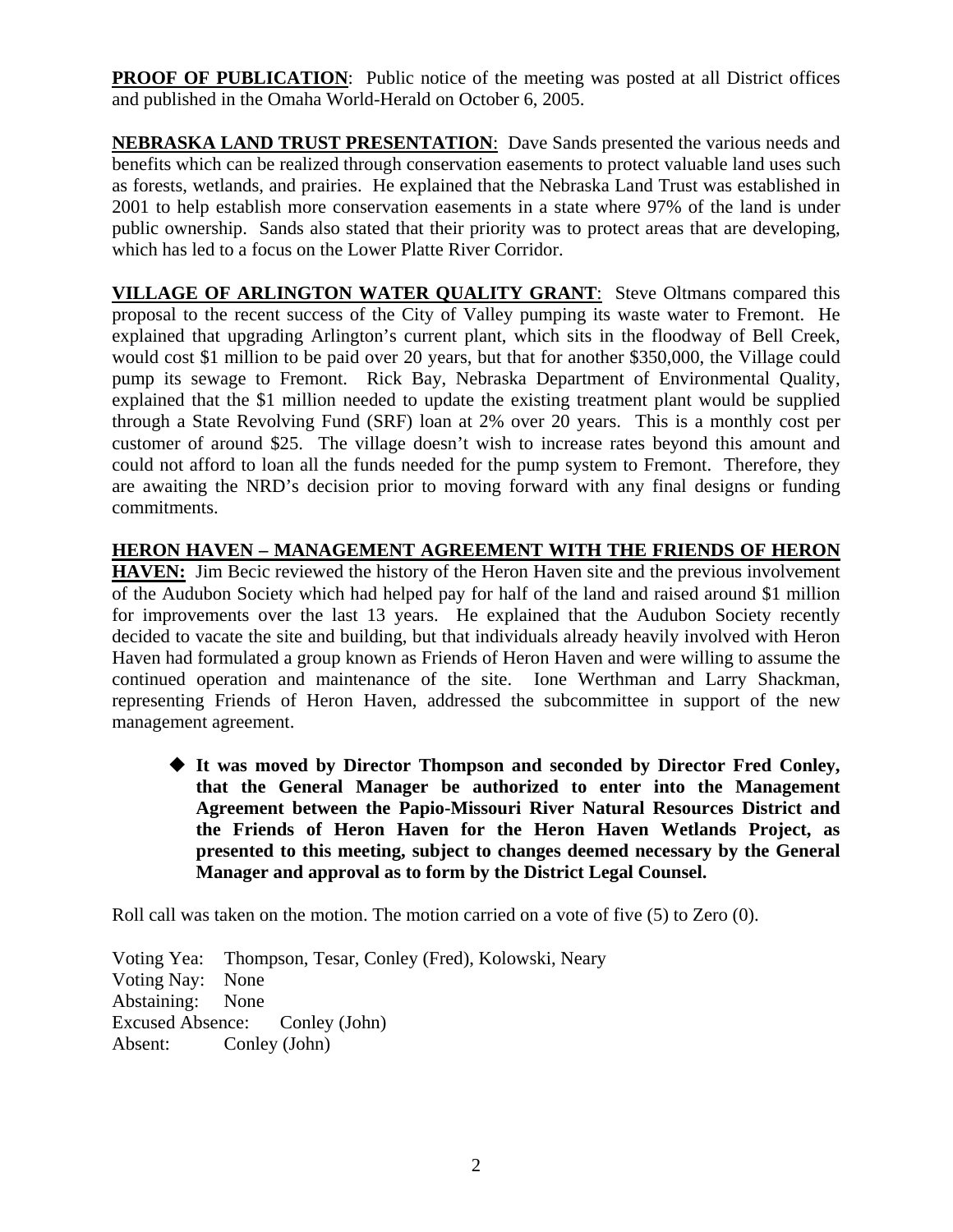**PROOF OF PUBLICATION**: Public notice of the meeting was posted at all District offices and published in the Omaha World-Herald on October 6, 2005.

**NEBRASKA LAND TRUST PRESENTATION**: Dave Sands presented the various needs and benefits which can be realized through conservation easements to protect valuable land uses such as forests, wetlands, and prairies. He explained that the Nebraska Land Trust was established in 2001 to help establish more conservation easements in a state where 97% of the land is under public ownership. Sands also stated that their priority was to protect areas that are developing, which has led to a focus on the Lower Platte River Corridor.

**VILLAGE OF ARLINGTON WATER QUALITY GRANT**: Steve Oltmans compared this proposal to the recent success of the City of Valley pumping its waste water to Fremont. He explained that upgrading Arlington's current plant, which sits in the floodway of Bell Creek, would cost $1 million to be paid over 20 years, but that for another $350,000, the Village could pump its sewage to Fremont. Rick Bay, Nebraska Department of Environmental Quality, explained that the $1 million needed to update the existing treatment plant would be supplied through a State Revolving Fund (SRF) loan at 2% over 20 years. This is a monthly cost per customer of around $25. The village doesn't wish to increase rates beyond this amount and could not afford to loan all the funds needed for the pump system to Fremont. Therefore, they are awaiting the NRD's decision prior to moving forward with any final designs or funding commitments.

**HERON HAVEN – MANAGEMENT AGREEMENT WITH THE FRIENDS OF HERON HAVEN:** Jim Becic reviewed the history of the Heron Haven site and the previous involvement of the Audubon Society which had helped pay for half of the land and raised around $1 million for improvements over the last 13 years. He explained that the Audubon Society recently decided to vacate the site and building, but that individuals already heavily involved with Heron Haven had formulated a group known as Friends of Heron Haven and were willing to assume the continued operation and maintenance of the site. Ione Werthman and Larry Shackman, representing Friends of Heron Haven, addressed the subcommittee in support of the new management agreement.

- **It was moved by Director Thompson and seconded by Director Fred Conley, that the General Manager be authorized to enter into the Management Agreement between the Papio-Missouri River Natural Resources District and the Friends of Heron Haven for the Heron Haven Wetlands Project, as presented to this meeting, subject to changes deemed necessary by the General Manager and approval as to form by the District Legal Counsel.**

Roll call was taken on the motion. The motion carried on a vote of five (5) to Zero (0).

Voting Yea: Thompson, Tesar, Conley (Fred), Kolowski, Neary
Voting Nay: None
Abstaining: None
Excused Absence: Conley (John)
Absent: Conley (John)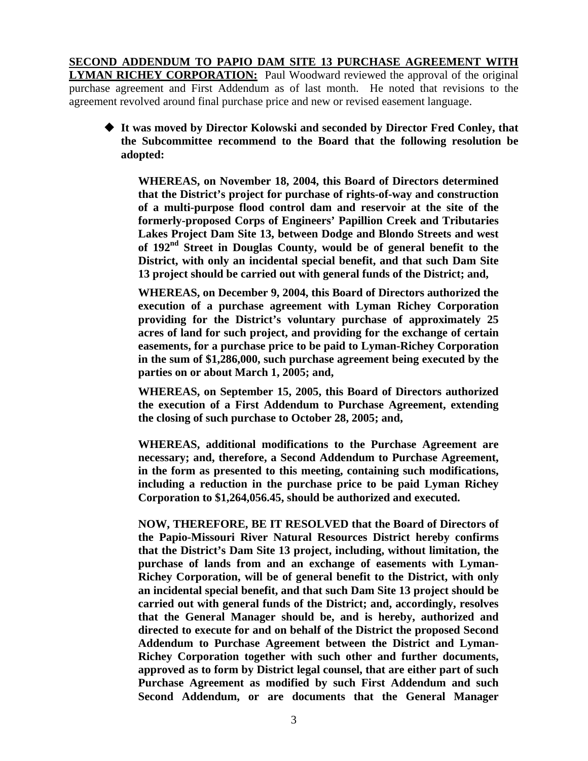**SECOND ADDENDUM TO PAPIO DAM SITE 13 PURCHASE AGREEMENT WITH LYMAN RICHEY CORPORATION:** Paul Woodward reviewed the approval of the original purchase agreement and First Addendum as of last month. He noted that revisions to the agreement revolved around final purchase price and new or revised easement language.

- **It was moved by Director Kolowski and seconded by Director Fred Conley, that the Subcommittee recommend to the Board that the following resolution be adopted:**

  **WHEREAS, on November 18, 2004, this Board of Directors determined that the District's project for purchase of rights-of-way and construction of a multi-purpose flood control dam and reservoir at the site of the formerly-proposed Corps of Engineers' Papillion Creek and Tributaries Lakes Project Dam Site 13, between Dodge and Blondo Streets and west of 192nd Street in Douglas County, would be of general benefit to the District, with only an incidental special benefit, and that such Dam Site 13 project should be carried out with general funds of the District; and,**

  **WHEREAS, on December 9, 2004, this Board of Directors authorized the execution of a purchase agreement with Lyman Richey Corporation providing for the District's voluntary purchase of approximately 25 acres of land for such project, and providing for the exchange of certain easements, for a purchase price to be paid to Lyman-Richey Corporation in the sum of $1,286,000, such purchase agreement being executed by the parties on or about March 1, 2005; and,**

  **WHEREAS, on September 15, 2005, this Board of Directors authorized the execution of a First Addendum to Purchase Agreement, extending the closing of such purchase to October 28, 2005; and,**

  **WHEREAS, additional modifications to the Purchase Agreement are necessary; and, therefore, a Second Addendum to Purchase Agreement, in the form as presented to this meeting, containing such modifications, including a reduction in the purchase price to be paid Lyman Richey Corporation to $1,264,056.45, should be authorized and executed.**

  **NOW, THEREFORE, BE IT RESOLVED that the Board of Directors of the Papio-Missouri River Natural Resources District hereby confirms that the District's Dam Site 13 project, including, without limitation, the purchase of lands from and an exchange of easements with Lyman-Richey Corporation, will be of general benefit to the District, with only an incidental special benefit, and that such Dam Site 13 project should be carried out with general funds of the District; and, accordingly, resolves that the General Manager should be, and is hereby, authorized and directed to execute for and on behalf of the District the proposed Second Addendum to Purchase Agreement between the District and Lyman-Richey Corporation together with such other and further documents, approved as to form by District legal counsel, that are either part of such Purchase Agreement as modified by such First Addendum and such Second Addendum, or are documents that the General Manager**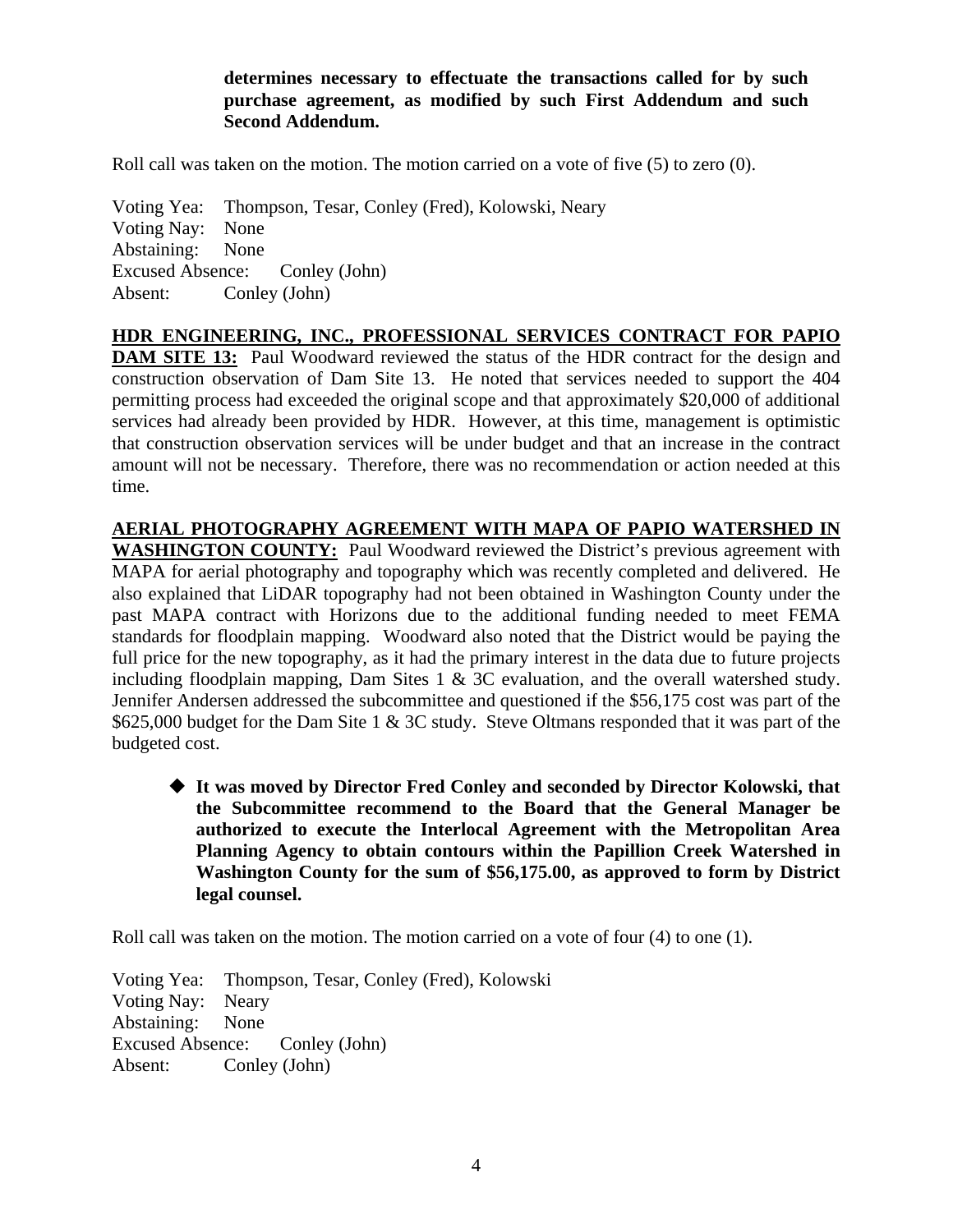**determines necessary to effectuate the transactions called for by such purchase agreement, as modified by such First Addendum and such Second Addendum.**

Roll call was taken on the motion. The motion carried on a vote of five (5) to zero (0).

Voting Yea: Thompson, Tesar, Conley (Fred), Kolowski, Neary
Voting Nay: None
Abstaining: None
Excused Absence: Conley (John)
Absent: Conley (John)

**HDR ENGINEERING, INC., PROFESSIONAL SERVICES CONTRACT FOR PAPIO DAM SITE 13:** Paul Woodward reviewed the status of the HDR contract for the design and construction observation of Dam Site 13. He noted that services needed to support the 404 permitting process had exceeded the original scope and that approximately $20,000 of additional services had already been provided by HDR. However, at this time, management is optimistic that construction observation services will be under budget and that an increase in the contract amount will not be necessary. Therefore, there was no recommendation or action needed at this time.

**AERIAL PHOTOGRAPHY AGREEMENT WITH MAPA OF PAPIO WATERSHED IN WASHINGTON COUNTY:** Paul Woodward reviewed the District's previous agreement with MAPA for aerial photography and topography which was recently completed and delivered. He also explained that LiDAR topography had not been obtained in Washington County under the past MAPA contract with Horizons due to the additional funding needed to meet FEMA standards for floodplain mapping. Woodward also noted that the District would be paying the full price for the new topography, as it had the primary interest in the data due to future projects including floodplain mapping, Dam Sites 1 & 3C evaluation, and the overall watershed study. Jennifer Andersen addressed the subcommittee and questioned if the $56,175 cost was part of the $625,000 budget for the Dam Site 1 & 3C study. Steve Oltmans responded that it was part of the budgeted cost.

- **It was moved by Director Fred Conley and seconded by Director Kolowski, that the Subcommittee recommend to the Board that the General Manager be authorized to execute the Interlocal Agreement with the Metropolitan Area Planning Agency to obtain contours within the Papillion Creek Watershed in Washington County for the sum of $56,175.00, as approved to form by District legal counsel.**

Roll call was taken on the motion. The motion carried on a vote of four (4) to one (1).

Voting Yea: Thompson, Tesar, Conley (Fred), Kolowski
Voting Nay: Neary
Abstaining: None
Excused Absence: Conley (John)
Absent: Conley (John)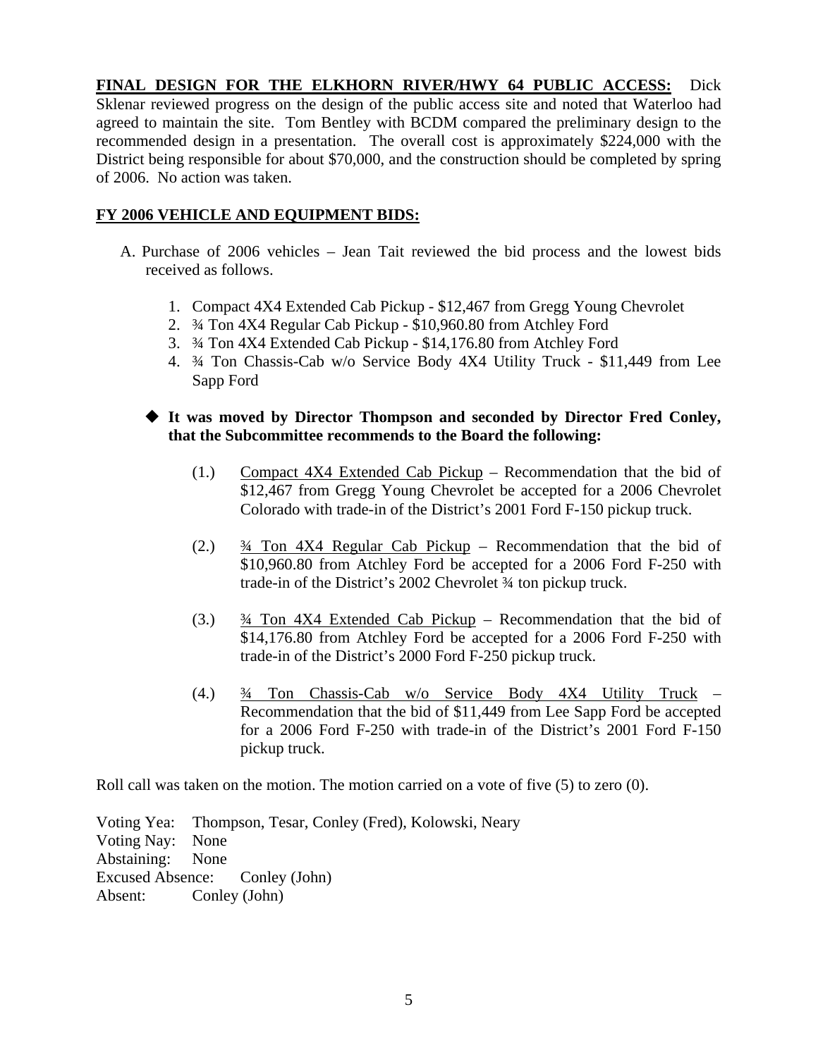**FINAL DESIGN FOR THE ELKHORN RIVER/HWY 64 PUBLIC ACCESS:** Dick Sklenar reviewed progress on the design of the public access site and noted that Waterloo had agreed to maintain the site. Tom Bentley with BCDM compared the preliminary design to the recommended design in a presentation. The overall cost is approximately $224,000 with the District being responsible for about $70,000, and the construction should be completed by spring of 2006. No action was taken.

**FY 2006 VEHICLE AND EQUIPMENT BIDS:**

A. Purchase of 2006 vehicles – Jean Tait reviewed the bid process and the lowest bids received as follows.

1. Compact 4X4 Extended Cab Pickup - $12,467 from Gregg Young Chevrolet
2. ¾ Ton 4X4 Regular Cab Pickup - $10,960.80 from Atchley Ford
3. ¾ Ton 4X4 Extended Cab Pickup - $14,176.80 from Atchley Ford
4. ¾ Ton Chassis-Cab w/o Service Body 4X4 Utility Truck - $11,449 from Lee Sapp Ford

◆ **It was moved by Director Thompson and seconded by Director Fred Conley, that the Subcommittee recommends to the Board the following:**

(1.) Compact 4X4 Extended Cab Pickup – Recommendation that the bid of $12,467 from Gregg Young Chevrolet be accepted for a 2006 Chevrolet Colorado with trade-in of the District's 2001 Ford F-150 pickup truck.

(2.) ¾ Ton 4X4 Regular Cab Pickup – Recommendation that the bid of $10,960.80 from Atchley Ford be accepted for a 2006 Ford F-250 with trade-in of the District's 2002 Chevrolet ¾ ton pickup truck.

(3.) ¾ Ton 4X4 Extended Cab Pickup – Recommendation that the bid of $14,176.80 from Atchley Ford be accepted for a 2006 Ford F-250 with trade-in of the District's 2000 Ford F-250 pickup truck.

(4.) ¾ Ton Chassis-Cab w/o Service Body 4X4 Utility Truck – Recommendation that the bid of $11,449 from Lee Sapp Ford be accepted for a 2006 Ford F-250 with trade-in of the District's 2001 Ford F-150 pickup truck.

Roll call was taken on the motion. The motion carried on a vote of five (5) to zero (0).

Voting Yea: Thompson, Tesar, Conley (Fred), Kolowski, Neary
Voting Nay: None
Abstaining: None
Excused Absence: Conley (John)
Absent: Conley (John)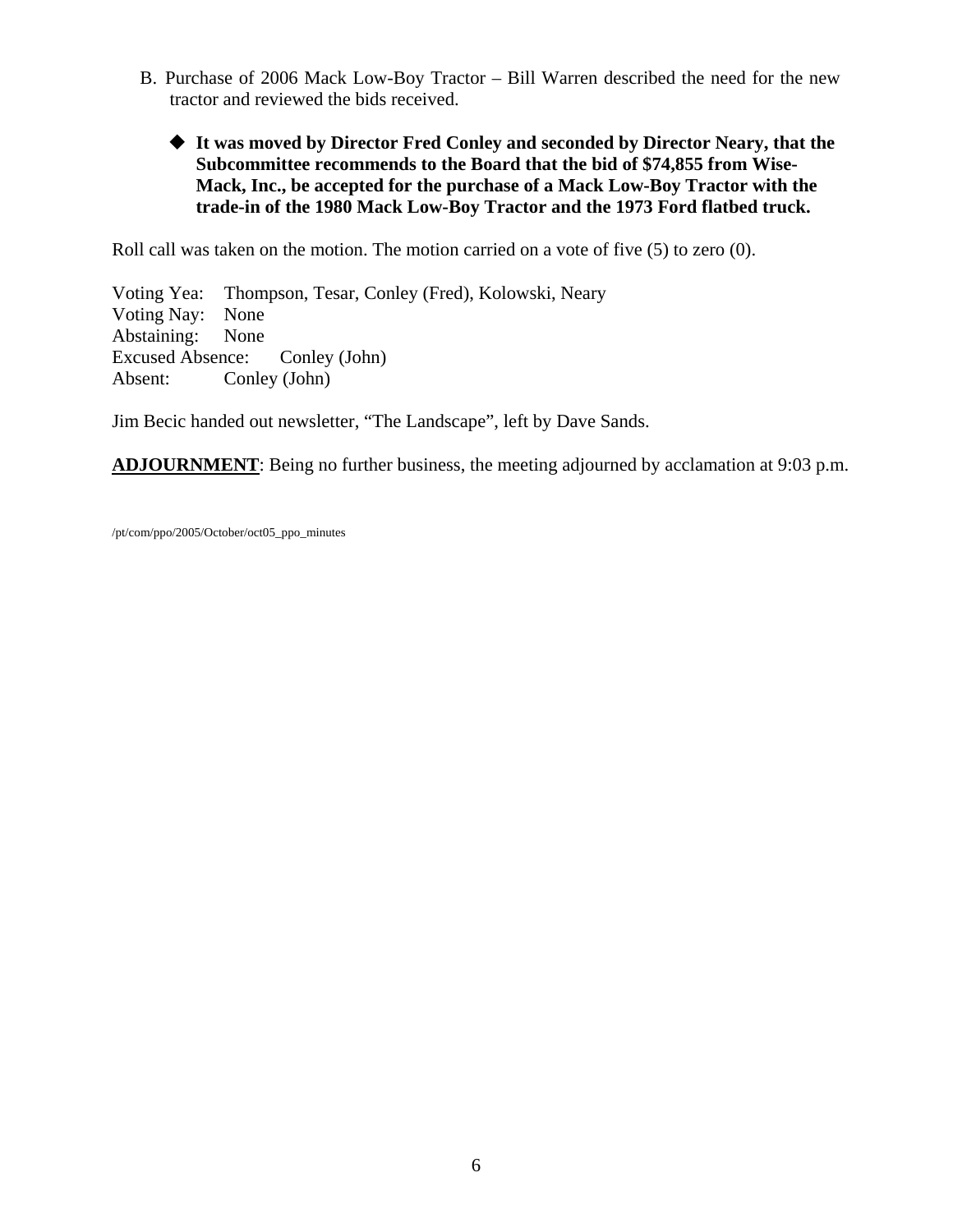B. Purchase of 2006 Mack Low-Boy Tractor – Bill Warren described the need for the new tractor and reviewed the bids received.

- **It was moved by Director Fred Conley and seconded by Director Neary, that the Subcommittee recommends to the Board that the bid of $74,855 from Wise-Mack, Inc., be accepted for the purchase of a Mack Low-Boy Tractor with the trade-in of the 1980 Mack Low-Boy Tractor and the 1973 Ford flatbed truck.**

Roll call was taken on the motion. The motion carried on a vote of five (5) to zero (0).

Voting Yea: Thompson, Tesar, Conley (Fred), Kolowski, Neary
Voting Nay: None
Abstaining: None
Excused Absence: Conley (John)
Absent: Conley (John)

Jim Becic handed out newsletter, "The Landscape", left by Dave Sands.

**ADJOURNMENT**: Being no further business, the meeting adjourned by acclamation at 9:03 p.m.

/pt/com/ppo/2005/October/oct05_ppo_minutes